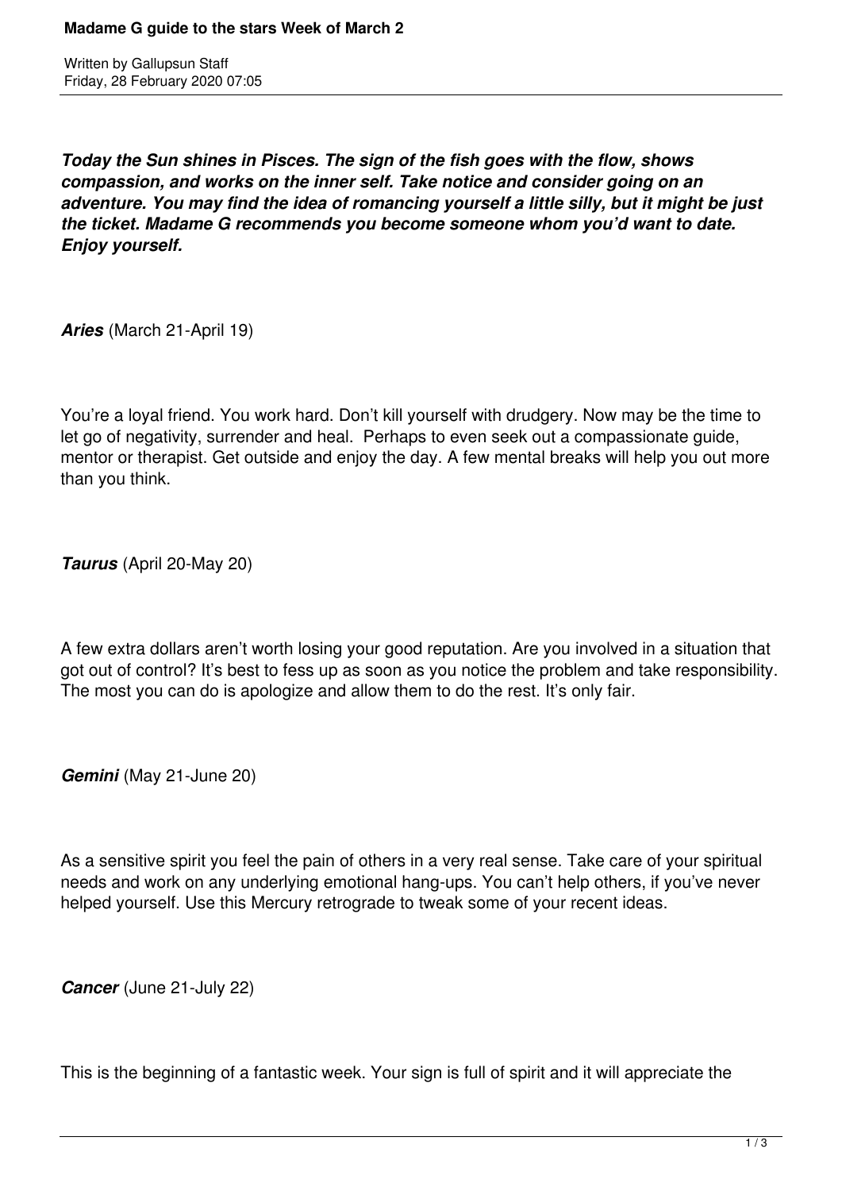# Madame G guide to the stars Week of March 2

Written by Gallupsun Staff
Friday, 28 February 2020 07:05

***Today the Sun shines in Pisces. The sign of the fish goes with the flow, shows compassion, and works on the inner self. Take notice and consider going on an adventure. You may find the idea of romancing yourself a little silly, but it might be just the ticket. Madame G recommends you become someone whom you'd want to date. Enjoy yourself.***

***Aries*** (March 21-April 19)

You're a loyal friend. You work hard. Don't kill yourself with drudgery. Now may be the time to let go of negativity, surrender and heal. Perhaps to even seek out a compassionate guide, mentor or therapist. Get outside and enjoy the day. A few mental breaks will help you out more than you think.

***Taurus*** (April 20-May 20)

A few extra dollars aren't worth losing your good reputation. Are you involved in a situation that got out of control? It's best to fess up as soon as you notice the problem and take responsibility. The most you can do is apologize and allow them to do the rest. It's only fair.

***Gemini*** (May 21-June 20)

As a sensitive spirit you feel the pain of others in a very real sense. Take care of your spiritual needs and work on any underlying emotional hang-ups. You can't help others, if you've never helped yourself. Use this Mercury retrograde to tweak some of your recent ideas.

***Cancer*** (June 21-July 22)

This is the beginning of a fantastic week. Your sign is full of spirit and it will appreciate the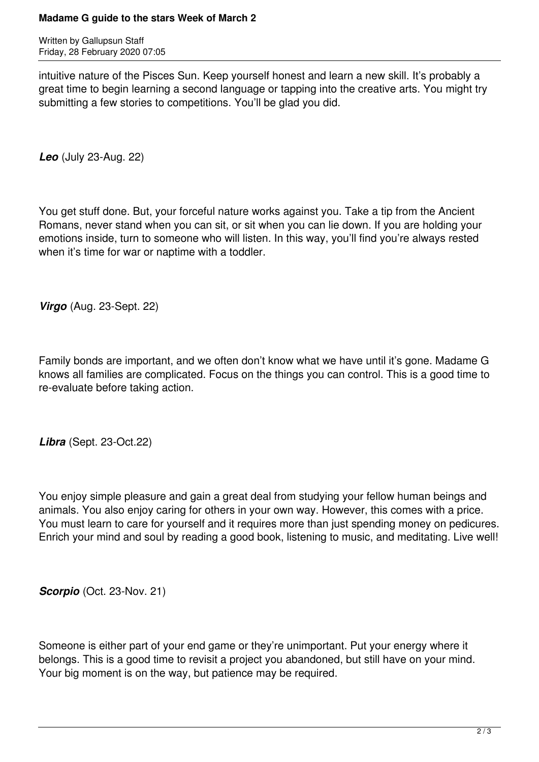intuitive nature of the Pisces Sun. Keep yourself honest and learn a new skill. It's probably a great time to begin learning a second language or tapping into the creative arts. You might try submitting a few stories to competitions. You'll be glad you did.

***Leo*** (July 23-Aug. 22)

You get stuff done. But, your forceful nature works against you. Take a tip from the Ancient Romans, never stand when you can sit, or sit when you can lie down. If you are holding your emotions inside, turn to someone who will listen. In this way, you'll find you're always rested when it's time for war or naptime with a toddler.

***Virgo*** (Aug. 23-Sept. 22)

Family bonds are important, and we often don't know what we have until it's gone. Madame G knows all families are complicated. Focus on the things you can control. This is a good time to re-evaluate before taking action.

***Libra*** (Sept. 23-Oct.22)

You enjoy simple pleasure and gain a great deal from studying your fellow human beings and animals. You also enjoy caring for others in your own way. However, this comes with a price. You must learn to care for yourself and it requires more than just spending money on pedicures. Enrich your mind and soul by reading a good book, listening to music, and meditating. Live well!

***Scorpio*** (Oct. 23-Nov. 21)

Someone is either part of your end game or they're unimportant. Put your energy where it belongs. This is a good time to revisit a project you abandoned, but still have on your mind. Your big moment is on the way, but patience may be required.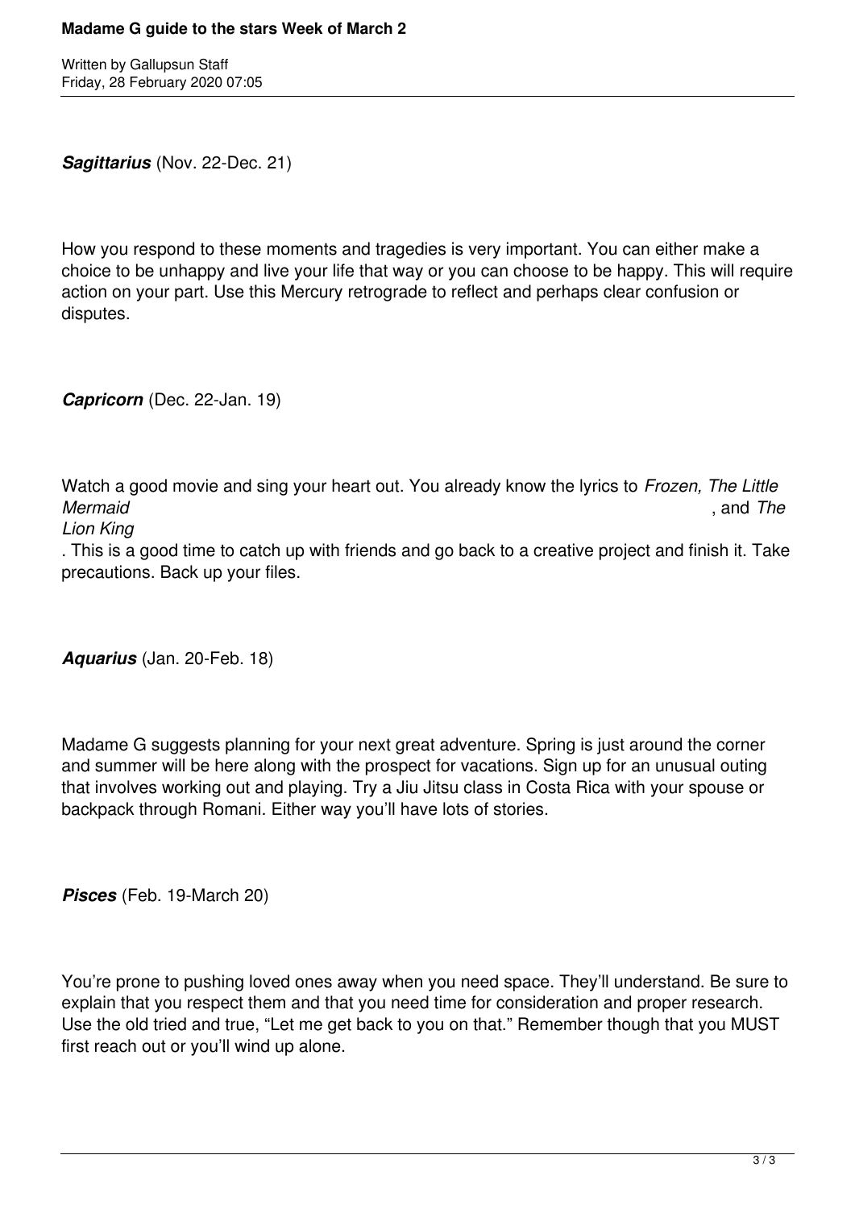***Sagittarius*** (Nov. 22-Dec. 21)

How you respond to these moments and tragedies is very important. You can either make a choice to be unhappy and live your life that way or you can choose to be happy. This will require action on your part. Use this Mercury retrograde to reflect and perhaps clear confusion or disputes.

***Capricorn*** (Dec. 22-Jan. 19)

Watch a good movie and sing your heart out. You already know the lyrics to *Frozen, The Little Mermaid*, and *The Lion King*. This is a good time to catch up with friends and go back to a creative project and finish it. Take precautions. Back up your files.

***Aquarius*** (Jan. 20-Feb. 18)

Madame G suggests planning for your next great adventure. Spring is just around the corner and summer will be here along with the prospect for vacations. Sign up for an unusual outing that involves working out and playing. Try a Jiu Jitsu class in Costa Rica with your spouse or backpack through Romani. Either way you'll have lots of stories.

***Pisces*** (Feb. 19-March 20)

You're prone to pushing loved ones away when you need space. They'll understand. Be sure to explain that you respect them and that you need time for consideration and proper research. Use the old tried and true, "Let me get back to you on that." Remember though that you MUST first reach out or you'll wind up alone.